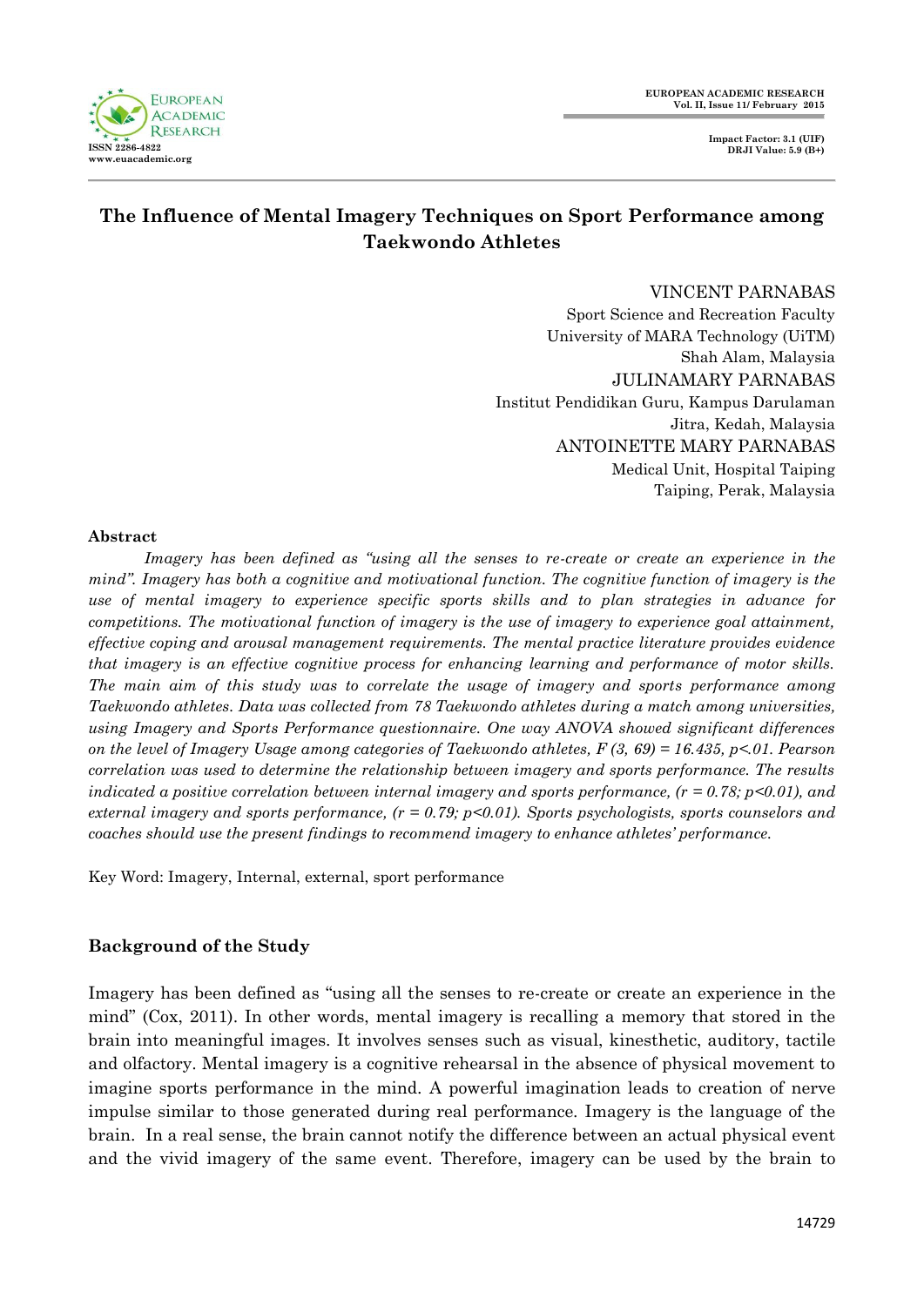# The Influence of Mental Imagery Techniques on Sport Performance among Taekwondo Athletes

VINCENT PARNABAS  
Sport Science and Recreation Faculty  
University of MARA Technology (UiTM)  
Shah Alam, Malaysia

JULINAMARY PARNABAS  
Institut Pendidikan Guru, Kampus Darulaman  
Jitra, Kedah, Malaysia

ANTOINETTE MARY PARNABAS  
Medical Unit, Hospital Taiping  
Taiping, Perak, Malaysia

## Abstract

*Imagery has been defined as "using all the senses to re-create or create an experience in the mind". Imagery has both a cognitive and motivational function. The cognitive function of imagery is the use of mental imagery to experience specific sports skills and to plan strategies in advance for competitions. The motivational function of imagery is the use of imagery to experience goal attainment, effective coping and arousal management requirements. The mental practice literature provides evidence that imagery is an effective cognitive process for enhancing learning and performance of motor skills. The main aim of this study was to correlate the usage of imagery and sports performance among Taekwondo athletes. Data was collected from 78 Taekwondo athletes during a match among universities, using Imagery and Sports Performance questionnaire. One way ANOVA showed significant differences on the level of Imagery Usage among categories of Taekwondo athletes, $F (3, 69) = 16.435$, $p<.01$. Pearson correlation was used to determine the relationship between imagery and sports performance. The results indicated a positive correlation between internal imagery and sports performance, ($r = 0.78$; $p<0.01$), and external imagery and sports performance, ($r = 0.79$; $p<0.01$). Sports psychologists, sports counselors and coaches should use the present findings to recommend imagery to enhance athletes' performance.*

Key Word: Imagery, Internal, external, sport performance

## Background of the Study

Imagery has been defined as "using all the senses to re-create or create an experience in the mind" (Cox, 2011). In other words, mental imagery is recalling a memory that stored in the brain into meaningful images. It involves senses such as visual, kinesthetic, auditory, tactile and olfactory. Mental imagery is a cognitive rehearsal in the absence of physical movement to imagine sports performance in the mind. A powerful imagination leads to creation of nerve impulse similar to those generated during real performance. Imagery is the language of the brain. In a real sense, the brain cannot notify the difference between an actual physical event and the vivid imagery of the same event. Therefore, imagery can be used by the brain to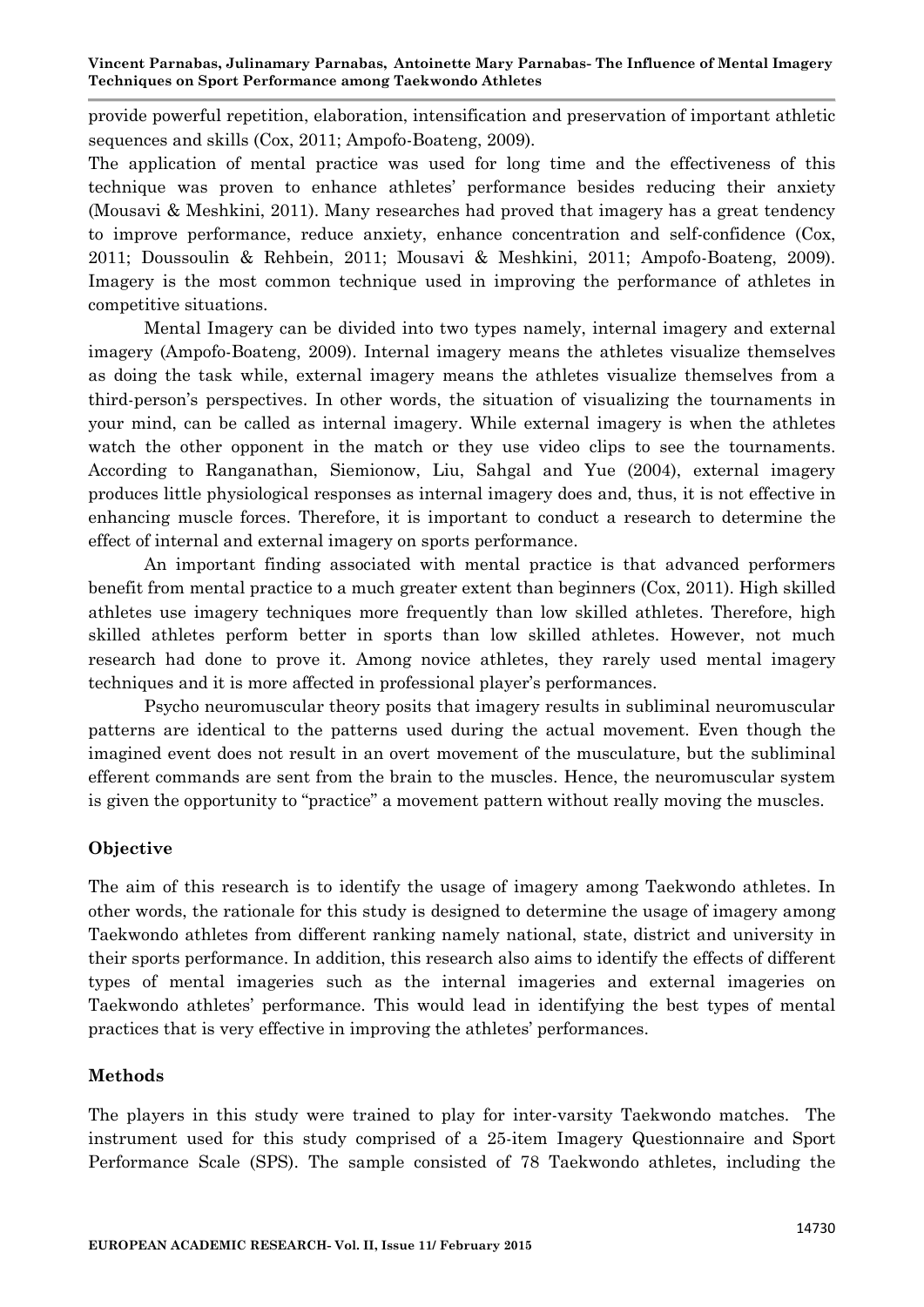provide powerful repetition, elaboration, intensification and preservation of important athletic sequences and skills (Cox, 2011; Ampofo-Boateng, 2009).

The application of mental practice was used for long time and the effectiveness of this technique was proven to enhance athletes' performance besides reducing their anxiety (Mousavi & Meshkini, 2011). Many researches had proved that imagery has a great tendency to improve performance, reduce anxiety, enhance concentration and self-confidence (Cox, 2011; Doussoulin & Rehbein, 2011; Mousavi & Meshkini, 2011; Ampofo-Boateng, 2009). Imagery is the most common technique used in improving the performance of athletes in competitive situations.

Mental Imagery can be divided into two types namely, internal imagery and external imagery (Ampofo-Boateng, 2009). Internal imagery means the athletes visualize themselves as doing the task while, external imagery means the athletes visualize themselves from a third-person's perspectives. In other words, the situation of visualizing the tournaments in your mind, can be called as internal imagery. While external imagery is when the athletes watch the other opponent in the match or they use video clips to see the tournaments. According to Ranganathan, Siemionow, Liu, Sahgal and Yue (2004), external imagery produces little physiological responses as internal imagery does and, thus, it is not effective in enhancing muscle forces. Therefore, it is important to conduct a research to determine the effect of internal and external imagery on sports performance.

An important finding associated with mental practice is that advanced performers benefit from mental practice to a much greater extent than beginners (Cox, 2011). High skilled athletes use imagery techniques more frequently than low skilled athletes. Therefore, high skilled athletes perform better in sports than low skilled athletes. However, not much research had done to prove it. Among novice athletes, they rarely used mental imagery techniques and it is more affected in professional player's performances.

Psycho neuromuscular theory posits that imagery results in subliminal neuromuscular patterns are identical to the patterns used during the actual movement. Even though the imagined event does not result in an overt movement of the musculature, but the subliminal efferent commands are sent from the brain to the muscles. Hence, the neuromuscular system is given the opportunity to "practice" a movement pattern without really moving the muscles.

## Objective

The aim of this research is to identify the usage of imagery among Taekwondo athletes. In other words, the rationale for this study is designed to determine the usage of imagery among Taekwondo athletes from different ranking namely national, state, district and university in their sports performance. In addition, this research also aims to identify the effects of different types of mental imageries such as the internal imageries and external imageries on Taekwondo athletes' performance. This would lead in identifying the best types of mental practices that is very effective in improving the athletes' performances.

## Methods

The players in this study were trained to play for inter-varsity Taekwondo matches. The instrument used for this study comprised of a 25-item Imagery Questionnaire and Sport Performance Scale (SPS). The sample consisted of 78 Taekwondo athletes, including the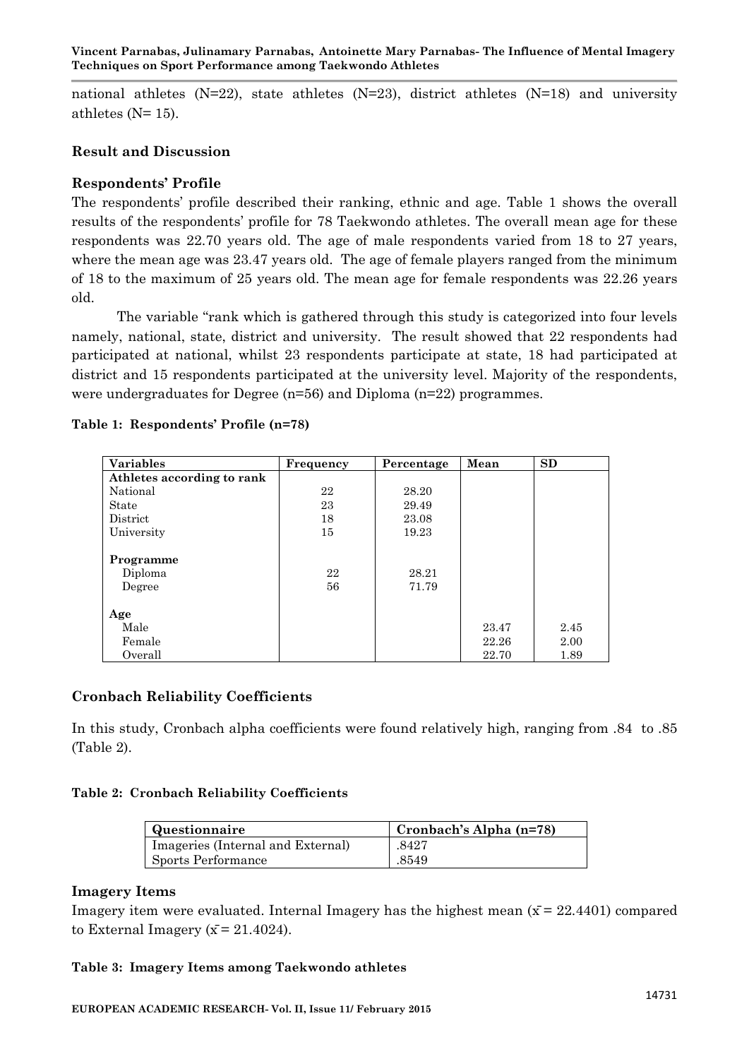national athletes (N=22), state athletes (N=23), district athletes (N=18) and university athletes (N= 15).

## Result and Discussion

### Respondents' Profile

The respondents' profile described their ranking, ethnic and age. Table 1 shows the overall results of the respondents' profile for 78 Taekwondo athletes. The overall mean age for these respondents was 22.70 years old. The age of male respondents varied from 18 to 27 years, where the mean age was 23.47 years old. The age of female players ranged from the minimum of 18 to the maximum of 25 years old. The mean age for female respondents was 22.26 years old.

The variable "rank which is gathered through this study is categorized into four levels namely, national, state, district and university. The result showed that 22 respondents had participated at national, whilst 23 respondents participate at state, 18 had participated at district and 15 respondents participated at the university level. Majority of the respondents, were undergraduates for Degree (n=56) and Diploma (n=22) programmes.

**Table 1: Respondents' Profile (n=78)**

| Variables | Frequency | Percentage | Mean | SD |
|---|---|---|---|---|
| **Athletes according to rank** | | | | |
| National | 22 | 28.20 | | |
| State | 23 | 29.49 | | |
| District | 18 | 23.08 | | |
| University | 15 | 19.23 | | |
| **Programme** | | | | |
| Diploma | 22 | 28.21 | | |
| Degree | 56 | 71.79 | | |
| **Age** | | | | |
| Male | | | 23.47 | 2.45 |
| Female | | | 22.26 | 2.00 |
| Overall | | | 22.70 | 1.89 |

### Cronbach Reliability Coefficients

In this study, Cronbach alpha coefficients were found relatively high, ranging from .84 to .85 (Table 2).

**Table 2: Cronbach Reliability Coefficients**

| Questionnaire | Cronbach's Alpha (n=78) |
|---|---|
| Imageries (Internal and External) | .8427 |
| Sports Performance | .8549 |

### Imagery Items

Imagery item were evaluated. Internal Imagery has the highest mean ($\bar{x}$ = 22.4401) compared to External Imagery ($\bar{x}$ = 21.4024).

**Table 3: Imagery Items among Taekwondo athletes**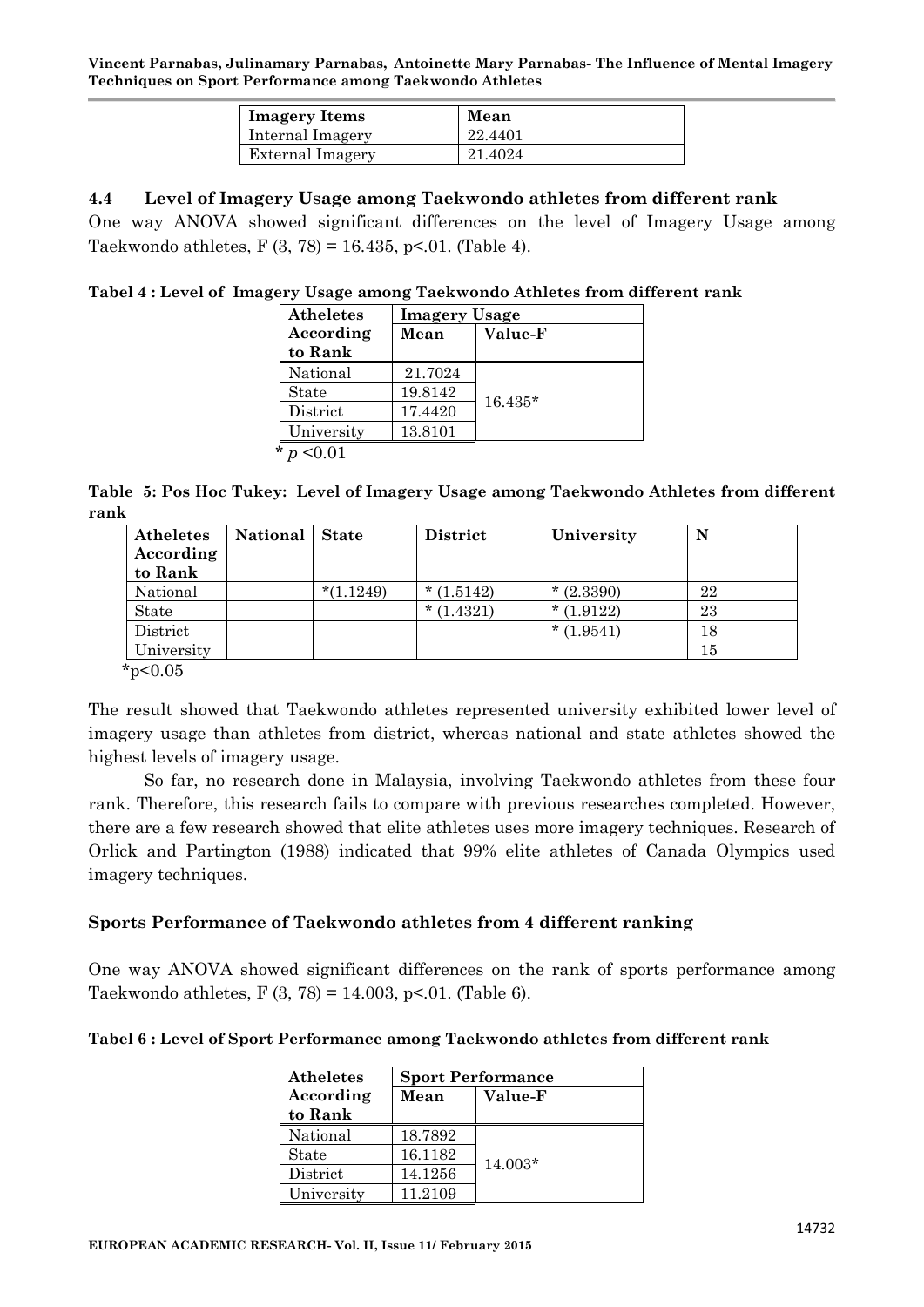| Imagery Items | Mean |
|---|---|
| Internal Imagery | 22.4401 |
| External Imagery | 21.4024 |

### 4.4 Level of Imagery Usage among Taekwondo athletes from different rank

One way ANOVA showed significant differences on the level of Imagery Usage among Taekwondo athletes, $F(3, 78) = 16.435$, $p<.01$. (Table 4).

**Tabel 4 : Level of Imagery Usage among Taekwondo Athletes from different rank**

| Atheletes According to Rank | Imagery Usage | |
|---|---|---|
| | Mean | Value-F |
| National | 21.7024 | 16.435* |
| State | 19.8142 | |
| District | 17.4420 | |
| University | 13.8101 | |

* $p<0.01$

**Table 5: Pos Hoc Tukey: Level of Imagery Usage among Taekwondo Athletes from different rank**

| Atheletes According to Rank | National | State | District | University | N |
|---|---|---|---|---|---|
| National | | *(1.1249) | * (1.5142) | * (2.3390) | 22 |
| State | | | * (1.4321) | * (1.9122) | 23 |
| District | | | | * (1.9541) | 18 |
| University | | | | | 15 |

*$p<0.05$

The result showed that Taekwondo athletes represented university exhibited lower level of imagery usage than athletes from district, whereas national and state athletes showed the highest levels of imagery usage.

So far, no research done in Malaysia, involving Taekwondo athletes from these four rank. Therefore, this research fails to compare with previous researches completed. However, there are a few research showed that elite athletes uses more imagery techniques. Research of Orlick and Partington (1988) indicated that 99% elite athletes of Canada Olympics used imagery techniques.

### Sports Performance of Taekwondo athletes from 4 different ranking

One way ANOVA showed significant differences on the rank of sports performance among Taekwondo athletes, $F(3, 78) = 14.003$, $p<.01$. (Table 6).

**Tabel 6 : Level of Sport Performance among Taekwondo athletes from different rank**

| Atheletes According to Rank | Sport Performance | |
|---|---|---|
| | Mean | Value-F |
| National | 18.7892 | 14.003* |
| State | 16.1182 | |
| District | 14.1256 | |
| University | 11.2109 | |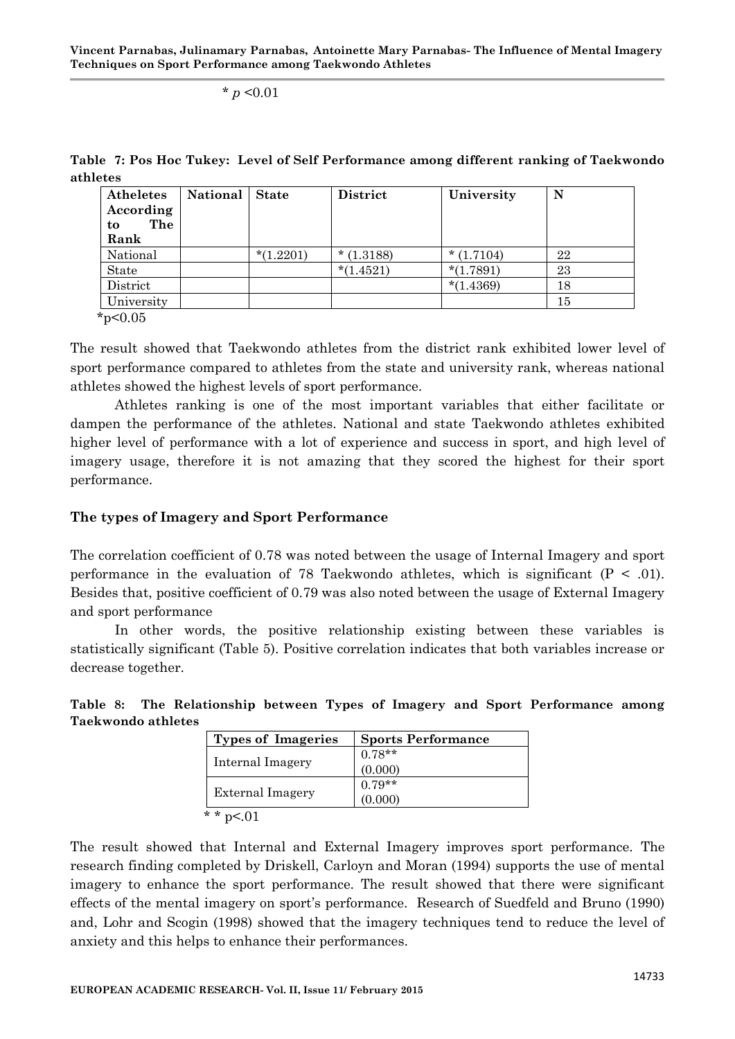* $p < 0.01$

**Table 7: Pos Hoc Tukey: Level of Self Performance among different ranking of Taekwondo athletes**

| Atheletes According to The Rank | National | State | District | University | N |
|---|---|---|---|---|---|
| National | | *(1.2201) | * (1.3188) | * (1.7104) | 22 |
| State | | | *(1.4521) | *(1.7891) | 23 |
| District | | | | *(1.4369) | 18 |
| University | | | | | 15 |

*$p < 0.05$

The result showed that Taekwondo athletes from the district rank exhibited lower level of sport performance compared to athletes from the state and university rank, whereas national athletes showed the highest levels of sport performance.

Athletes ranking is one of the most important variables that either facilitate or dampen the performance of the athletes. National and state Taekwondo athletes exhibited higher level of performance with a lot of experience and success in sport, and high level of imagery usage, therefore it is not amazing that they scored the highest for their sport performance.

## The types of Imagery and Sport Performance

The correlation coefficient of 0.78 was noted between the usage of Internal Imagery and sport performance in the evaluation of 78 Taekwondo athletes, which is significant ($P < .01$). Besides that, positive coefficient of 0.79 was also noted between the usage of External Imagery and sport performance

In other words, the positive relationship existing between these variables is statistically significant (Table 5). Positive correlation indicates that both variables increase or decrease together.

**Table 8: The Relationship between Types of Imagery and Sport Performance among Taekwondo athletes**

| Types of Imageries | Sports Performance |
|---|---|
| Internal Imagery | 0.78** (0.000) |
| External Imagery | 0.79** (0.000) |

** $p < .01$

The result showed that Internal and External Imagery improves sport performance. The research finding completed by Driskell, Carloyn and Moran (1994) supports the use of mental imagery to enhance the sport performance. The result showed that there were significant effects of the mental imagery on sport's performance. Research of Suedfeld and Bruno (1990) and, Lohr and Scogin (1998) showed that the imagery techniques tend to reduce the level of anxiety and this helps to enhance their performances.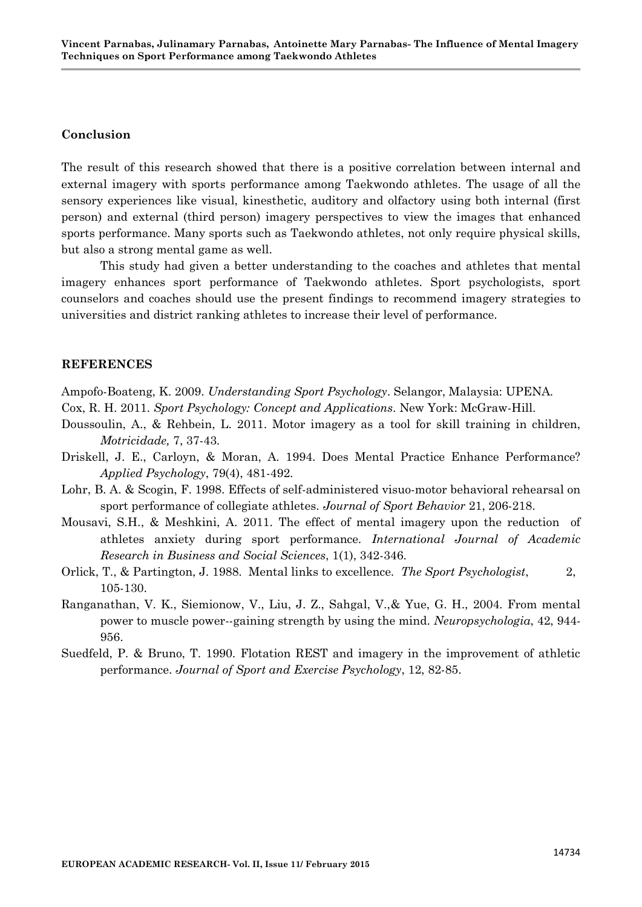## Conclusion

The result of this research showed that there is a positive correlation between internal and external imagery with sports performance among Taekwondo athletes. The usage of all the sensory experiences like visual, kinesthetic, auditory and olfactory using both internal (first person) and external (third person) imagery perspectives to view the images that enhanced sports performance. Many sports such as Taekwondo athletes, not only require physical skills, but also a strong mental game as well.

This study had given a better understanding to the coaches and athletes that mental imagery enhances sport performance of Taekwondo athletes. Sport psychologists, sport counselors and coaches should use the present findings to recommend imagery strategies to universities and district ranking athletes to increase their level of performance.

## REFERENCES

Ampofo-Boateng, K. 2009. *Understanding Sport Psychology*. Selangor, Malaysia: UPENA.

Cox, R. H. 2011. *Sport Psychology: Concept and Applications*. New York: McGraw-Hill.

Doussoulin, A., & Rehbein, L. 2011. Motor imagery as a tool for skill training in children, *Motricidade,* 7, 37-43.

Driskell, J. E., Carloyn, & Moran, A. 1994. Does Mental Practice Enhance Performance? *Applied Psychology*, 79(4), 481-492.

Lohr, B. A. & Scogin, F. 1998. Effects of self-administered visuo-motor behavioral rehearsal on sport performance of collegiate athletes. *Journal of Sport Behavior* 21, 206-218.

Mousavi, S.H., & Meshkini, A. 2011. The effect of mental imagery upon the reduction of athletes anxiety during sport performance. *International Journal of Academic Research in Business and Social Sciences*, 1(1), 342-346.

Orlick, T., & Partington, J. 1988. Mental links to excellence. *The Sport Psychologist*, 2, 105-130.

Ranganathan, V. K., Siemionow, V., Liu, J. Z., Sahgal, V.,& Yue, G. H., 2004. From mental power to muscle power--gaining strength by using the mind. *Neuropsychologia*, 42, 944-956.

Suedfeld, P. & Bruno, T. 1990. Flotation REST and imagery in the improvement of athletic performance. *Journal of Sport and Exercise Psychology*, 12, 82-85.